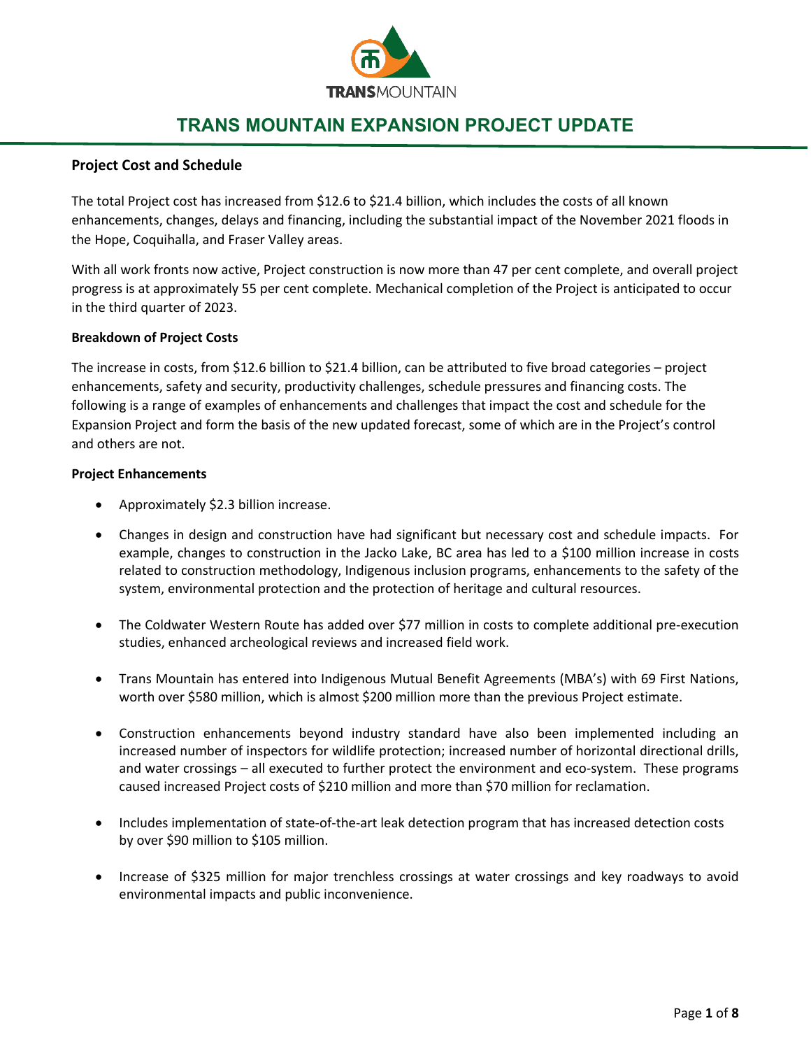# TRANS MOUNTAIN EXPANSION PROJECT UPDATE

## Project Cost and Schedule

The total Project cost has increased from $12.6 to $21.4 billion, which includes the costs of all known enhancements, changes, delays and financing, including the substantial impact of the November 2021 floods in the Hope, Coquihalla, and Fraser Valley areas.

With all work fronts now active, Project construction is now more than 47 per cent complete, and overall project progress is at approximately 55 per cent complete. Mechanical completion of the Project is anticipated to occur in the third quarter of 2023.

### Breakdown of Project Costs

The increase in costs, from $12.6 billion to $21.4 billion, can be attributed to five broad categories – project enhancements, safety and security, productivity challenges, schedule pressures and financing costs. The following is a range of examples of enhancements and challenges that impact the cost and schedule for the Expansion Project and form the basis of the new updated forecast, some of which are in the Project's control and others are not.

### Project Enhancements

- Approximately $2.3 billion increase.
- Changes in design and construction have had significant but necessary cost and schedule impacts. For example, changes to construction in the Jacko Lake, BC area has led to a $100 million increase in costs related to construction methodology, Indigenous inclusion programs, enhancements to the safety of the system, environmental protection and the protection of heritage and cultural resources.
- The Coldwater Western Route has added over $77 million in costs to complete additional pre-execution studies, enhanced archeological reviews and increased field work.
- Trans Mountain has entered into Indigenous Mutual Benefit Agreements (MBA's) with 69 First Nations, worth over $580 million, which is almost $200 million more than the previous Project estimate.
- Construction enhancements beyond industry standard have also been implemented including an increased number of inspectors for wildlife protection; increased number of horizontal directional drills, and water crossings – all executed to further protect the environment and eco-system. These programs caused increased Project costs of $210 million and more than $70 million for reclamation.
- Includes implementation of state-of-the-art leak detection program that has increased detection costs by over $90 million to $105 million.
- Increase of $325 million for major trenchless crossings at water crossings and key roadways to avoid environmental impacts and public inconvenience.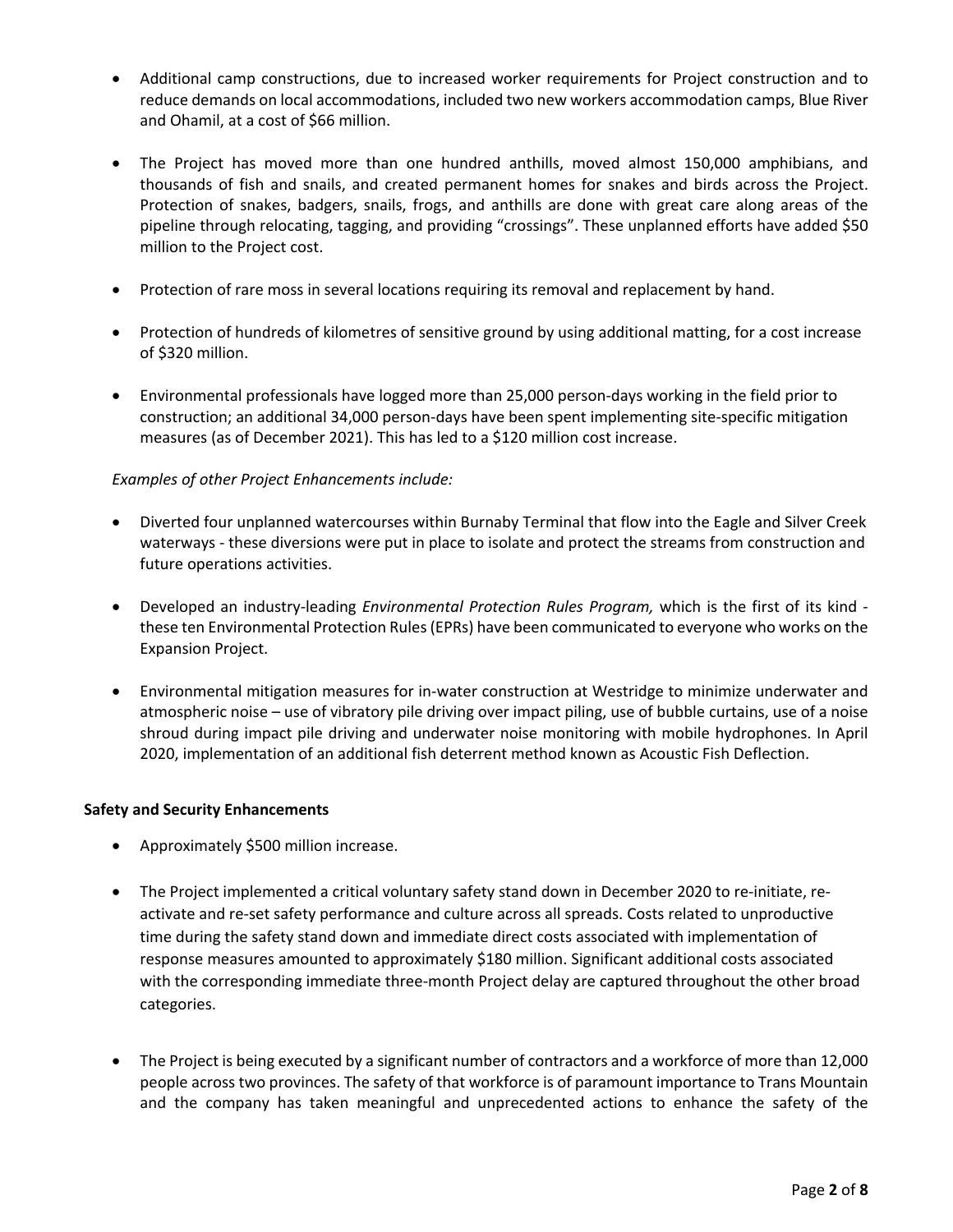- Additional camp constructions, due to increased worker requirements for Project construction and to reduce demands on local accommodations, included two new workers accommodation camps, Blue River and Ohamil, at a cost of $66 million.

- The Project has moved more than one hundred anthills, moved almost 150,000 amphibians, and thousands of fish and snails, and created permanent homes for snakes and birds across the Project. Protection of snakes, badgers, snails, frogs, and anthills are done with great care along areas of the pipeline through relocating, tagging, and providing "crossings". These unplanned efforts have added $50 million to the Project cost.

- Protection of rare moss in several locations requiring its removal and replacement by hand.

- Protection of hundreds of kilometres of sensitive ground by using additional matting, for a cost increase of $320 million.

- Environmental professionals have logged more than 25,000 person-days working in the field prior to construction; an additional 34,000 person-days have been spent implementing site-specific mitigation measures (as of December 2021). This has led to a $120 million cost increase.

*Examples of other Project Enhancements include:*

- Diverted four unplanned watercourses within Burnaby Terminal that flow into the Eagle and Silver Creek waterways - these diversions were put in place to isolate and protect the streams from construction and future operations activities.

- Developed an industry-leading *Environmental Protection Rules Program,* which is the first of its kind - these ten Environmental Protection Rules (EPRs) have been communicated to everyone who works on the Expansion Project.

- Environmental mitigation measures for in-water construction at Westridge to minimize underwater and atmospheric noise – use of vibratory pile driving over impact piling, use of bubble curtains, use of a noise shroud during impact pile driving and underwater noise monitoring with mobile hydrophones. In April 2020, implementation of an additional fish deterrent method known as Acoustic Fish Deflection.

**Safety and Security Enhancements**

- Approximately $500 million increase.

- The Project implemented a critical voluntary safety stand down in December 2020 to re-initiate, re-activate and re-set safety performance and culture across all spreads. Costs related to unproductive time during the safety stand down and immediate direct costs associated with implementation of response measures amounted to approximately $180 million. Significant additional costs associated with the corresponding immediate three-month Project delay are captured throughout the other broad categories.

- The Project is being executed by a significant number of contractors and a workforce of more than 12,000 people across two provinces. The safety of that workforce is of paramount importance to Trans Mountain and the company has taken meaningful and unprecedented actions to enhance the safety of the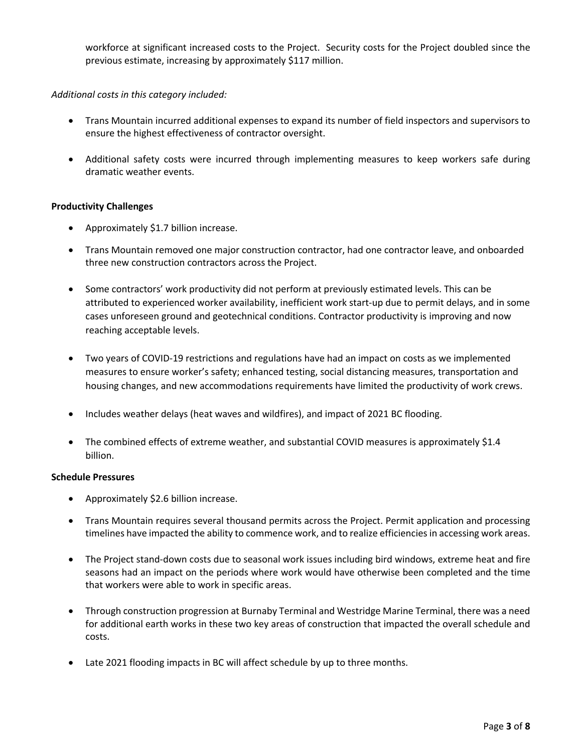workforce at significant increased costs to the Project. Security costs for the Project doubled since the previous estimate, increasing by approximately $117 million.

*Additional costs in this category included:*

- Trans Mountain incurred additional expenses to expand its number of field inspectors and supervisors to ensure the highest effectiveness of contractor oversight.
- Additional safety costs were incurred through implementing measures to keep workers safe during dramatic weather events.

**Productivity Challenges**

- Approximately $1.7 billion increase.
- Trans Mountain removed one major construction contractor, had one contractor leave, and onboarded three new construction contractors across the Project.
- Some contractors' work productivity did not perform at previously estimated levels. This can be attributed to experienced worker availability, inefficient work start-up due to permit delays, and in some cases unforeseen ground and geotechnical conditions. Contractor productivity is improving and now reaching acceptable levels.
- Two years of COVID-19 restrictions and regulations have had an impact on costs as we implemented measures to ensure worker's safety; enhanced testing, social distancing measures, transportation and housing changes, and new accommodations requirements have limited the productivity of work crews.
- Includes weather delays (heat waves and wildfires), and impact of 2021 BC flooding.
- The combined effects of extreme weather, and substantial COVID measures is approximately $1.4 billion.

**Schedule Pressures**

- Approximately $2.6 billion increase.
- Trans Mountain requires several thousand permits across the Project. Permit application and processing timelines have impacted the ability to commence work, and to realize efficiencies in accessing work areas.
- The Project stand-down costs due to seasonal work issues including bird windows, extreme heat and fire seasons had an impact on the periods where work would have otherwise been completed and the time that workers were able to work in specific areas.
- Through construction progression at Burnaby Terminal and Westridge Marine Terminal, there was a need for additional earth works in these two key areas of construction that impacted the overall schedule and costs.
- Late 2021 flooding impacts in BC will affect schedule by up to three months.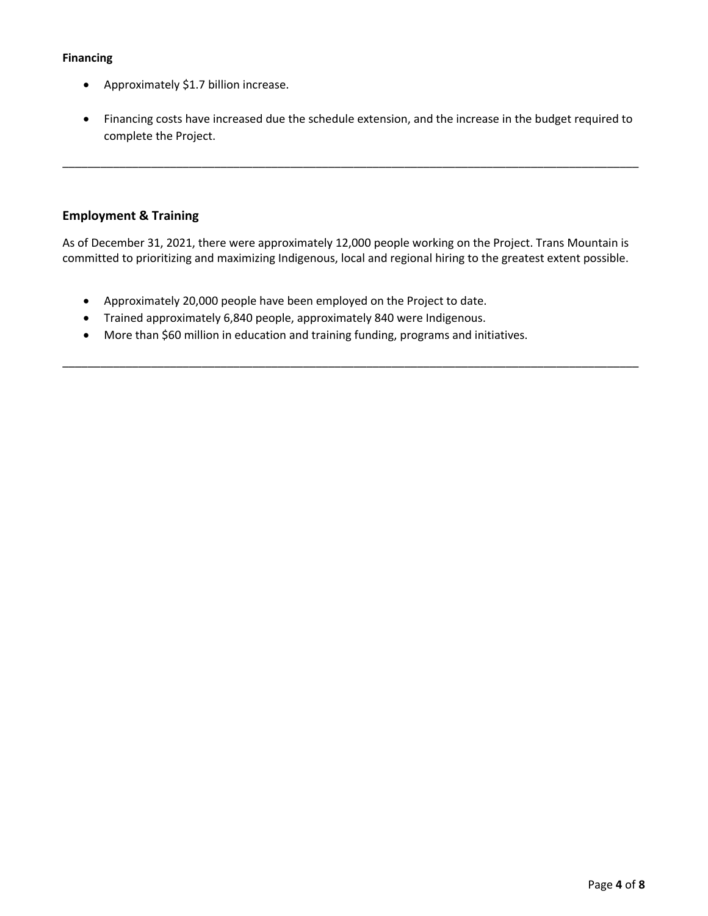**Financing**

- Approximately $1.7 billion increase.
- Financing costs have increased due the schedule extension, and the increase in the budget required to complete the Project.

---

## Employment & Training

As of December 31, 2021, there were approximately 12,000 people working on the Project. Trans Mountain is committed to prioritizing and maximizing Indigenous, local and regional hiring to the greatest extent possible.

- Approximately 20,000 people have been employed on the Project to date.
- Trained approximately 6,840 people, approximately 840 were Indigenous.
- More than $60 million in education and training funding, programs and initiatives.

---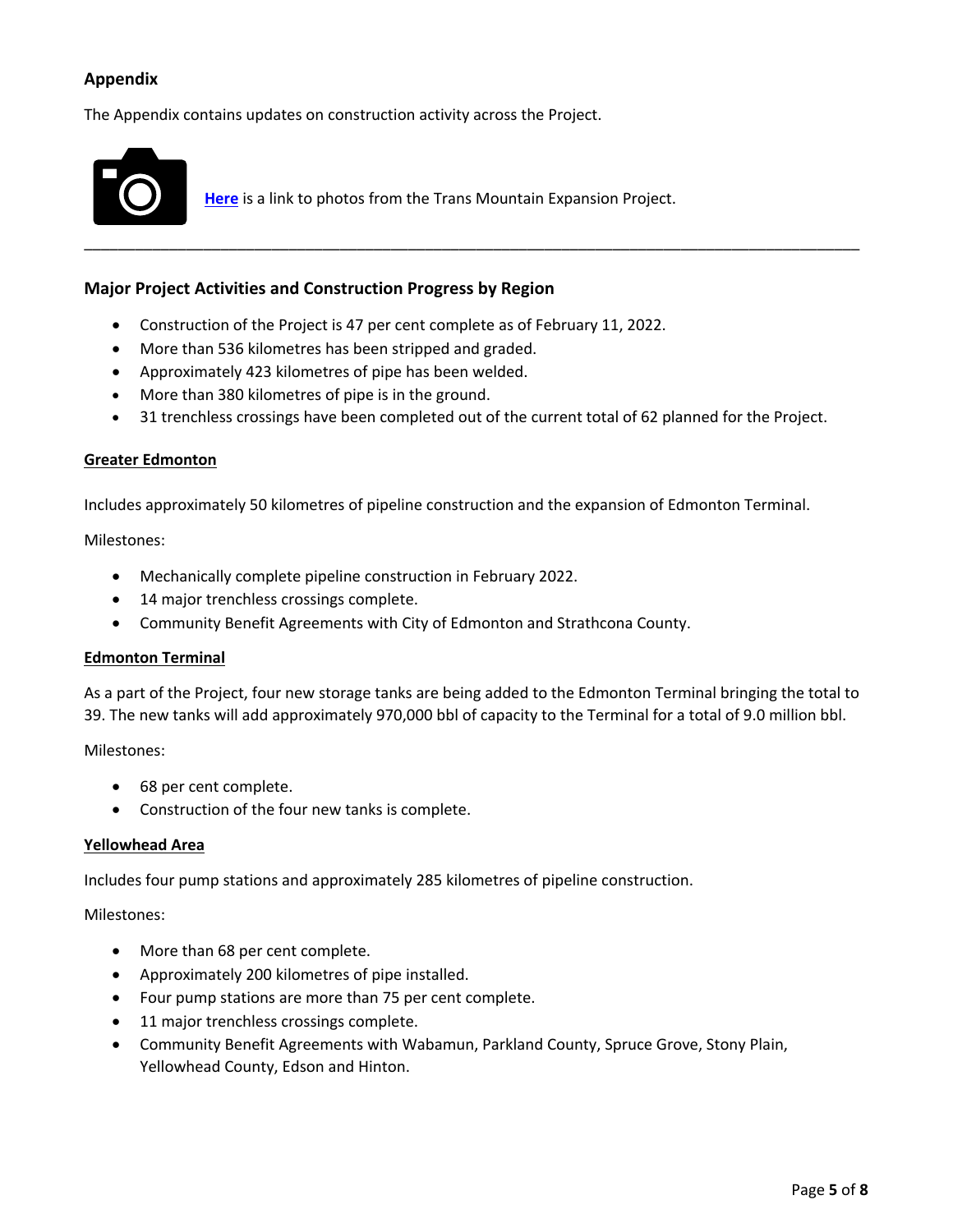## Appendix

The Appendix contains updates on construction activity across the Project.

**Here** is a link to photos from the Trans Mountain Expansion Project.

---

### Major Project Activities and Construction Progress by Region

- Construction of the Project is 47 per cent complete as of February 11, 2022.
- More than 536 kilometres has been stripped and graded.
- Approximately 423 kilometres of pipe has been welded.
- More than 380 kilometres of pipe is in the ground.
- 31 trenchless crossings have been completed out of the current total of 62 planned for the Project.

**Greater Edmonton**

Includes approximately 50 kilometres of pipeline construction and the expansion of Edmonton Terminal.

Milestones:

- Mechanically complete pipeline construction in February 2022.
- 14 major trenchless crossings complete.
- Community Benefit Agreements with City of Edmonton and Strathcona County.

**Edmonton Terminal**

As a part of the Project, four new storage tanks are being added to the Edmonton Terminal bringing the total to 39. The new tanks will add approximately 970,000 bbl of capacity to the Terminal for a total of 9.0 million bbl.

Milestones:

- 68 per cent complete.
- Construction of the four new tanks is complete.

**Yellowhead Area**

Includes four pump stations and approximately 285 kilometres of pipeline construction.

Milestones:

- More than 68 per cent complete.
- Approximately 200 kilometres of pipe installed.
- Four pump stations are more than 75 per cent complete.
- 11 major trenchless crossings complete.
- Community Benefit Agreements with Wabamun, Parkland County, Spruce Grove, Stony Plain, Yellowhead County, Edson and Hinton.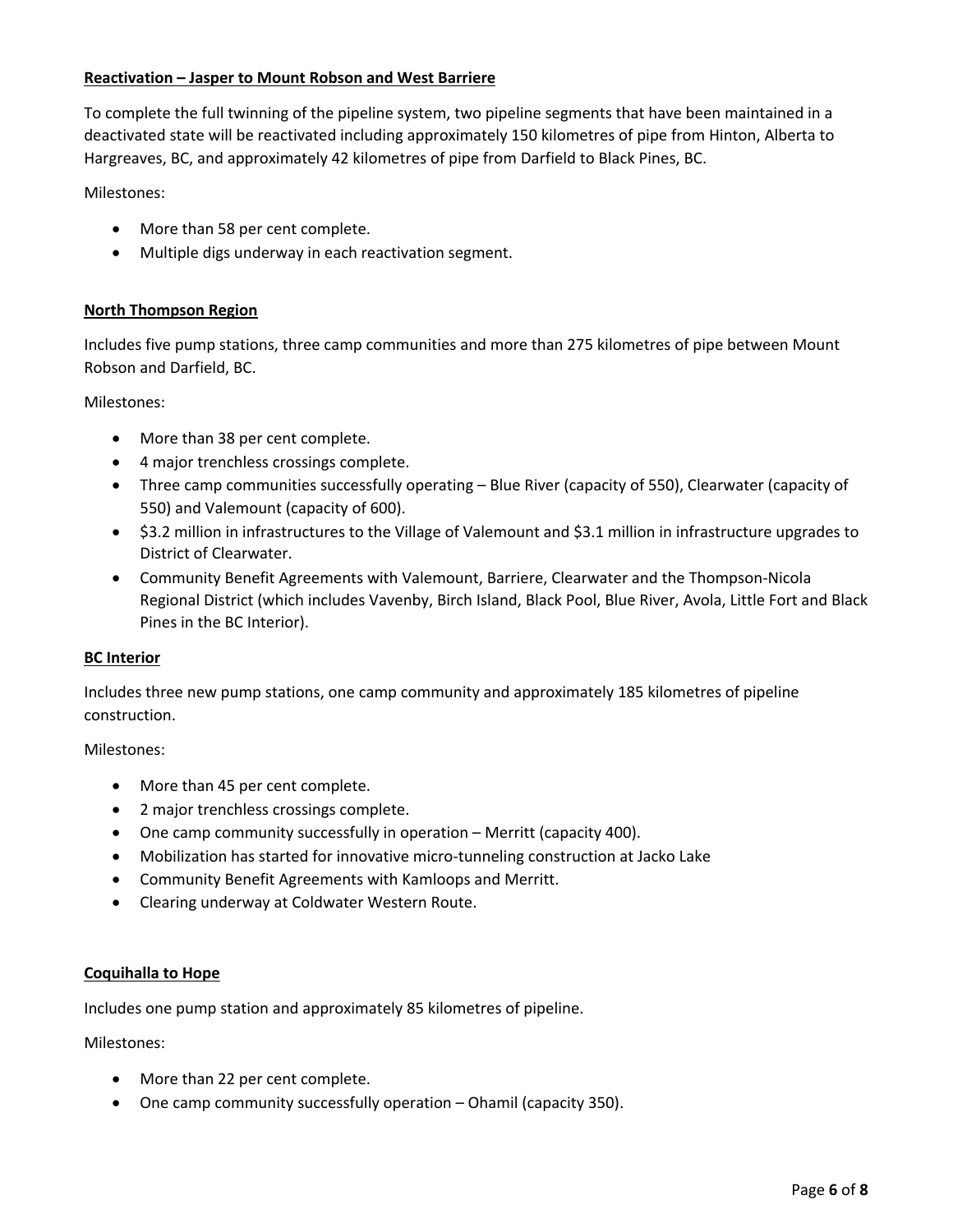**Reactivation – Jasper to Mount Robson and West Barriere**

To complete the full twinning of the pipeline system, two pipeline segments that have been maintained in a deactivated state will be reactivated including approximately 150 kilometres of pipe from Hinton, Alberta to Hargreaves, BC, and approximately 42 kilometres of pipe from Darfield to Black Pines, BC.

Milestones:

- More than 58 per cent complete.
- Multiple digs underway in each reactivation segment.

**North Thompson Region**

Includes five pump stations, three camp communities and more than 275 kilometres of pipe between Mount Robson and Darfield, BC.

Milestones:

- More than 38 per cent complete.
- 4 major trenchless crossings complete.
- Three camp communities successfully operating – Blue River (capacity of 550), Clearwater (capacity of 550) and Valemount (capacity of 600).
- $3.2 million in infrastructures to the Village of Valemount and $3.1 million in infrastructure upgrades to District of Clearwater.
- Community Benefit Agreements with Valemount, Barriere, Clearwater and the Thompson-Nicola Regional District (which includes Vavenby, Birch Island, Black Pool, Blue River, Avola, Little Fort and Black Pines in the BC Interior).

**BC Interior**

Includes three new pump stations, one camp community and approximately 185 kilometres of pipeline construction.

Milestones:

- More than 45 per cent complete.
- 2 major trenchless crossings complete.
- One camp community successfully in operation – Merritt (capacity 400).
- Mobilization has started for innovative micro-tunneling construction at Jacko Lake
- Community Benefit Agreements with Kamloops and Merritt.
- Clearing underway at Coldwater Western Route.

**Coquihalla to Hope**

Includes one pump station and approximately 85 kilometres of pipeline.

Milestones:

- More than 22 per cent complete.
- One camp community successfully operation – Ohamil (capacity 350).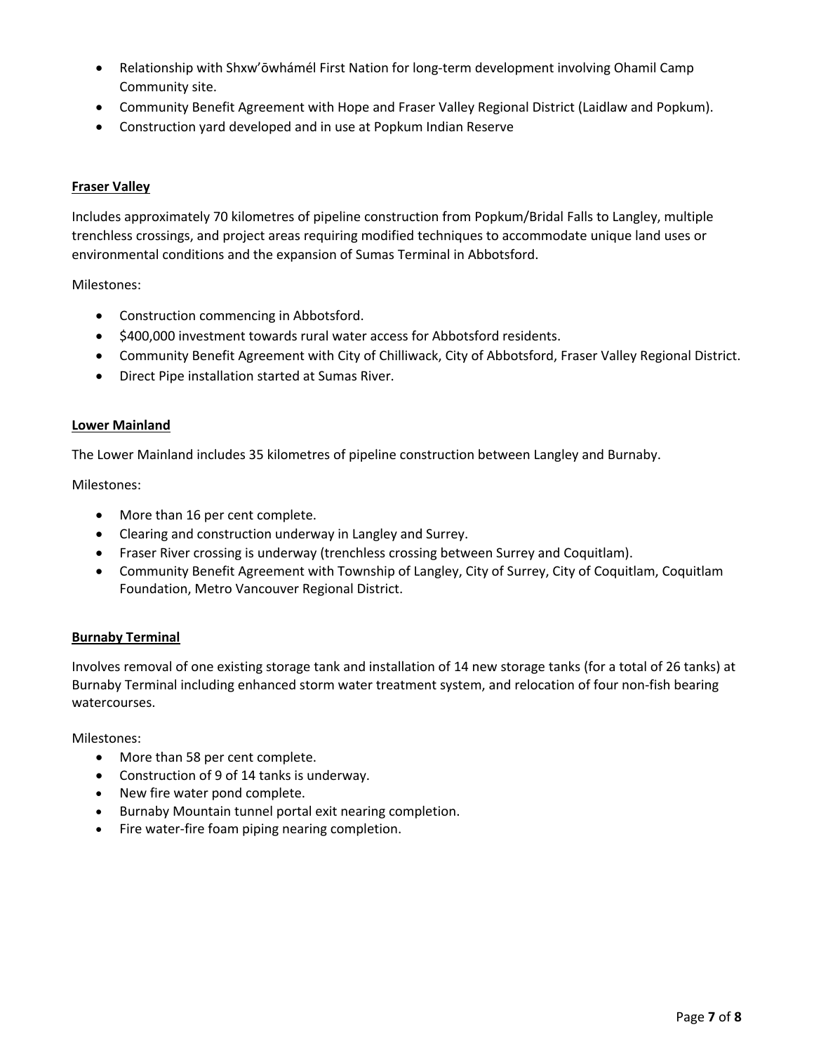- Relationship with Shxw'ōwhámél First Nation for long-term development involving Ohamil Camp Community site.
- Community Benefit Agreement with Hope and Fraser Valley Regional District (Laidlaw and Popkum).
- Construction yard developed and in use at Popkum Indian Reserve

## Fraser Valley

Includes approximately 70 kilometres of pipeline construction from Popkum/Bridal Falls to Langley, multiple trenchless crossings, and project areas requiring modified techniques to accommodate unique land uses or environmental conditions and the expansion of Sumas Terminal in Abbotsford.

Milestones:

- Construction commencing in Abbotsford.
- $400,000 investment towards rural water access for Abbotsford residents.
- Community Benefit Agreement with City of Chilliwack, City of Abbotsford, Fraser Valley Regional District.
- Direct Pipe installation started at Sumas River.

## Lower Mainland

The Lower Mainland includes 35 kilometres of pipeline construction between Langley and Burnaby.

Milestones:

- More than 16 per cent complete.
- Clearing and construction underway in Langley and Surrey.
- Fraser River crossing is underway (trenchless crossing between Surrey and Coquitlam).
- Community Benefit Agreement with Township of Langley, City of Surrey, City of Coquitlam, Coquitlam Foundation, Metro Vancouver Regional District.

## Burnaby Terminal

Involves removal of one existing storage tank and installation of 14 new storage tanks (for a total of 26 tanks) at Burnaby Terminal including enhanced storm water treatment system, and relocation of four non-fish bearing watercourses.

Milestones:

- More than 58 per cent complete.
- Construction of 9 of 14 tanks is underway.
- New fire water pond complete.
- Burnaby Mountain tunnel portal exit nearing completion.
- Fire water-fire foam piping nearing completion.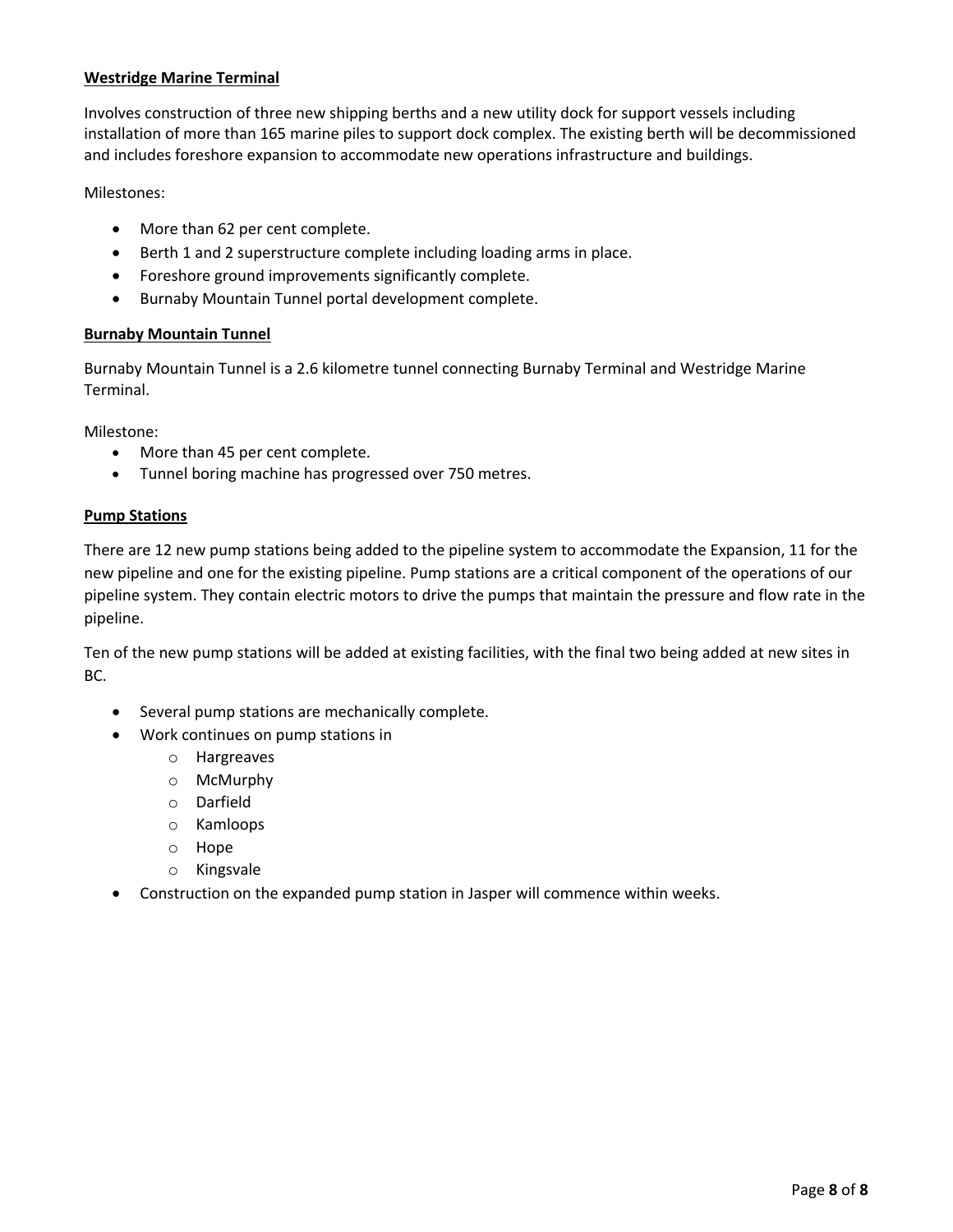**Westridge Marine Terminal**

Involves construction of three new shipping berths and a new utility dock for support vessels including installation of more than 165 marine piles to support dock complex. The existing berth will be decommissioned and includes foreshore expansion to accommodate new operations infrastructure and buildings.

Milestones:

- More than 62 per cent complete.
- Berth 1 and 2 superstructure complete including loading arms in place.
- Foreshore ground improvements significantly complete.
- Burnaby Mountain Tunnel portal development complete.

**Burnaby Mountain Tunnel**

Burnaby Mountain Tunnel is a 2.6 kilometre tunnel connecting Burnaby Terminal and Westridge Marine Terminal.

Milestone:

- More than 45 per cent complete.
- Tunnel boring machine has progressed over 750 metres.

**Pump Stations**

There are 12 new pump stations being added to the pipeline system to accommodate the Expansion, 11 for the new pipeline and one for the existing pipeline. Pump stations are a critical component of the operations of our pipeline system. They contain electric motors to drive the pumps that maintain the pressure and flow rate in the pipeline.

Ten of the new pump stations will be added at existing facilities, with the final two being added at new sites in BC.

- Several pump stations are mechanically complete.
- Work continues on pump stations in
  - Hargreaves
  - McMurphy
  - Darfield
  - Kamloops
  - Hope
  - Kingsvale
- Construction on the expanded pump station in Jasper will commence within weeks.